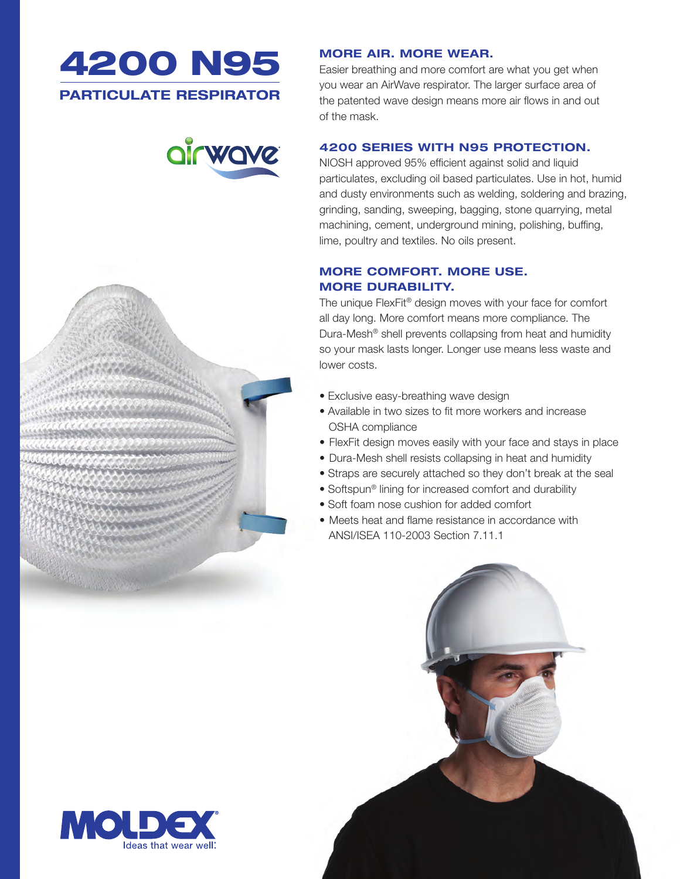# 4200 N95

## PARTICULATE RESPIRATOR

airwave

### MORE AIR. MORE WEAR.

Easier breathing and more comfort are what you get when you wear an AirWave respirator. The larger surface area of the patented wave design means more air flows in and out of the mask.

### 4200 SERIES WITH N95 PROTECTION.

NIOSH approved 95% efficient against solid and liquid particulates, excluding oil based particulates. Use in hot, humid and dusty environments such as welding, soldering and brazing, grinding, sanding, sweeping, bagging, stone quarrying, metal machining, cement, underground mining, polishing, buffing, lime, poultry and textiles. No oils present.

### MORE COMFORT. MORE USE. MORE DURABILITY.

The unique FlexFit® design moves with your face for comfort all day long. More comfort means more compliance. The Dura-Mesh® shell prevents collapsing from heat and humidity so your mask lasts longer. Longer use means less waste and lower costs.

- Exclusive easy-breathing wave design
- Available in two sizes to fit more workers and increase OSHA compliance
- FlexFit design moves easily with your face and stays in place
- Dura-Mesh shell resists collapsing in heat and humidity
- Straps are securely attached so they don't break at the seal
- Softspun® lining for increased comfort and durability
- Soft foam nose cushion for added comfort
- Meets heat and flame resistance in accordance with ANSI/ISEA 110-2003 Section 7.11.1

MOLDEX®
Ideas that wear well.®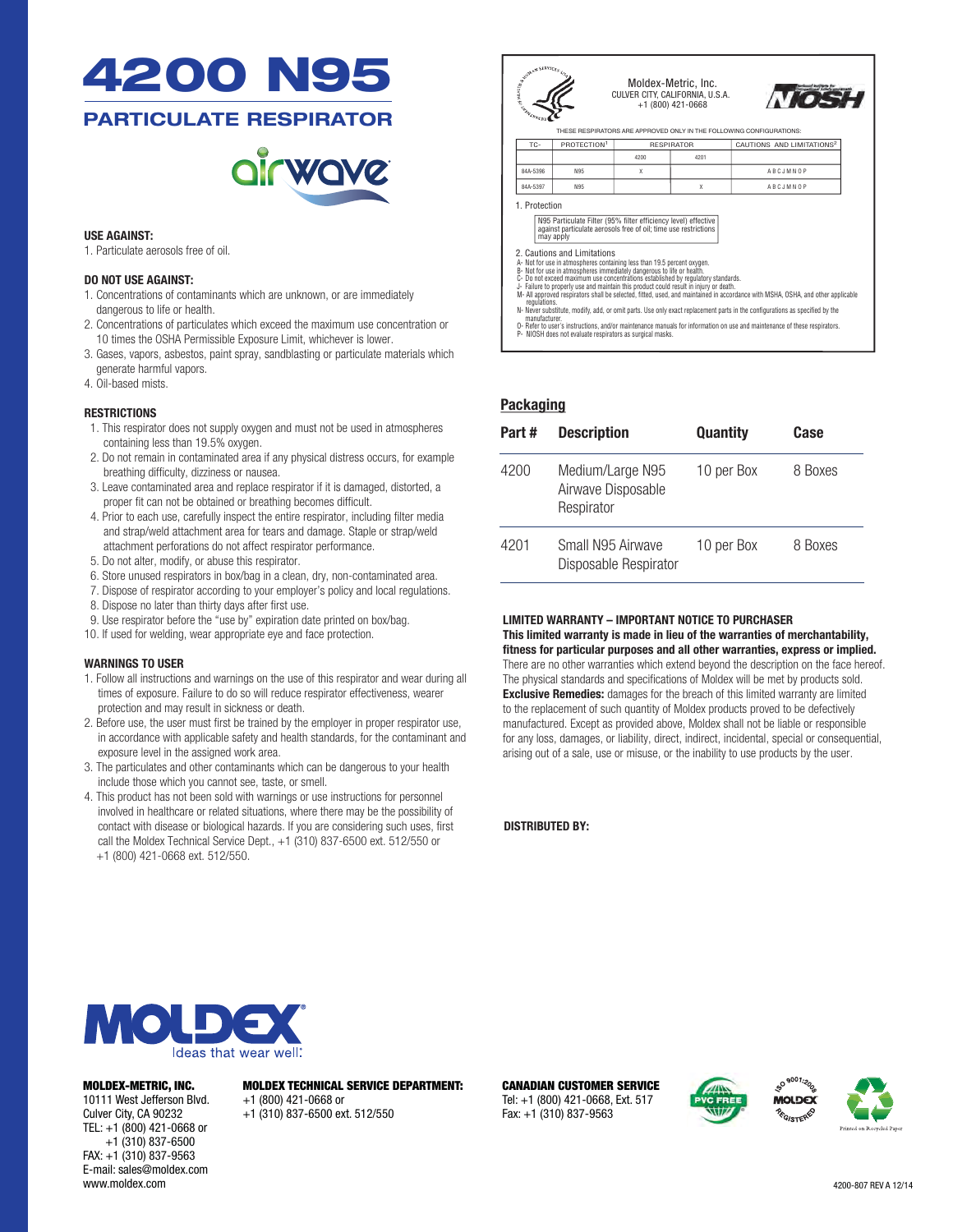# 4200 N95

## PARTICULATE RESPIRATOR

airwave

#### USE AGAINST:

1. Particulate aerosols free of oil.

#### DO NOT USE AGAINST:

1. Concentrations of contaminants which are unknown, or are immediately dangerous to life or health.
2. Concentrations of particulates which exceed the maximum use concentration or 10 times the OSHA Permissible Exposure Limit, whichever is lower.
3. Gases, vapors, asbestos, paint spray, sandblasting or particulate materials which generate harmful vapors.
4. Oil-based mists.

#### RESTRICTIONS

1. This respirator does not supply oxygen and must not be used in atmospheres containing less than 19.5% oxygen.
2. Do not remain in contaminated area if any physical distress occurs, for example breathing difficulty, dizziness or nausea.
3. Leave contaminated area and replace respirator if it is damaged, distorted, a proper fit can not be obtained or breathing becomes difficult.
4. Prior to each use, carefully inspect the entire respirator, including filter media and strap/weld attachment area for tears and damage. Staple or strap/weld attachment perforations do not affect respirator performance.
5. Do not alter, modify, or abuse this respirator.
6. Store unused respirators in box/bag in a clean, dry, non-contaminated area.
7. Dispose of respirator according to your employer's policy and local regulations.
8. Dispose no later than thirty days after first use.
9. Use respirator before the "use by" expiration date printed on box/bag.
10. If used for welding, wear appropriate eye and face protection.

#### WARNINGS TO USER

1. Follow all instructions and warnings on the use of this respirator and wear during all times of exposure. Failure to do so will reduce respirator effectiveness, wearer protection and may result in sickness or death.
2. Before use, the user must first be trained by the employer in proper respirator use, in accordance with applicable safety and health standards, for the contaminant and exposure level in the assigned work area.
3. The particulates and other contaminants which can be dangerous to your health include those which you cannot see, taste, or smell.
4. This product has not been sold with warnings or use instructions for personnel involved in healthcare or related situations, where there may be the possibility of contact with disease or biological hazards. If you are considering such uses, first call the Moldex Technical Service Dept., +1 (310) 837-6500 ext. 512/550 or +1 (800) 421-0668 ext. 512/550.

Moldex-Metric, Inc.
CULVER CITY, CALIFORNIA, U.S.A.
+1 (800) 421-0668

NIOSH

THESE RESPIRATORS ARE APPROVED ONLY IN THE FOLLOWING CONFIGURATIONS:

| TC- | PROTECTION[1] | RESPIRATOR | | CAUTIONS AND LIMITATIONS[2] |
|---|---|---|---|---|
| | | 4200 | 4201 | |
| 84A-5396 | N95 | X | | A B C J M N O P |
| 84A-5397 | N95 | | X | A B C J M N O P |

1. Protection

N95 Particulate Filter (95% filter efficiency level) effective against particulate aerosols free of oil; time use restrictions may apply

2. Cautions and Limitations

A- Not for use in atmospheres containing less than 19.5 percent oxygen.
B- Not for use in atmospheres immediately dangerous to life or health.
C- Do not exceed maximum use concentrations established by regulatory standards.
J- Failure to properly use and maintain this product could result in injury or death.
M- All approved respirators shall be selected, fitted, used, and maintained in accordance with MSHA, OSHA, and other applicable regulations.
N- Never substitute, modify, add, or omit parts. Use only exact replacement parts in the configurations as specified by the manufacturer.
O- Refer to user's instructions, and/or maintenance manuals for information on use and maintenance of these respirators.
P- NIOSH does not evaluate respirators as surgical masks.

### Packaging

| Part # | Description | Quantity | Case |
|---|---|---|---|
| 4200 | Medium/Large N95 Airwave Disposable Respirator | 10 per Box | 8 Boxes |
| 4201 | Small N95 Airwave Disposable Respirator | 10 per Box | 8 Boxes |

#### LIMITED WARRANTY – IMPORTANT NOTICE TO PURCHASER

**This limited warranty is made in lieu of the warranties of merchantability, fitness for particular purposes and all other warranties, express or implied.** There are no other warranties which extend beyond the description on the face hereof. The physical standards and specifications of Moldex will be met by products sold. **Exclusive Remedies:** damages for the breach of this limited warranty are limited to the replacement of such quantity of Moldex products proved to be defectively manufactured. Except as provided above, Moldex shall not be liable or responsible for any loss, damages, or liability, direct, indirect, incidental, special or consequential, arising out of a sale, use or misuse, or the inability to use products by the user.

**DISTRIBUTED BY:**

MOLDEX
Ideas that wear well.

**MOLDEX-METRIC, INC.**
10111 West Jefferson Blvd.
Culver City, CA 90232
TEL: +1 (800) 421-0668 or
+1 (310) 837-6500
FAX: +1 (310) 837-9563
E-mail: sales@moldex.com
www.moldex.com

**MOLDEX TECHNICAL SERVICE DEPARTMENT:**
+1 (800) 421-0668 or
+1 (310) 837-6500 ext. 512/550

**CANADIAN CUSTOMER SERVICE**
Tel: +1 (800) 421-0668, Ext. 517
Fax: +1 (310) 837-9563

PVC FREE

ISO 9001:2008 MOLDEX REGISTERED

Printed on Recycled Paper

4200-807 REV A 12/14